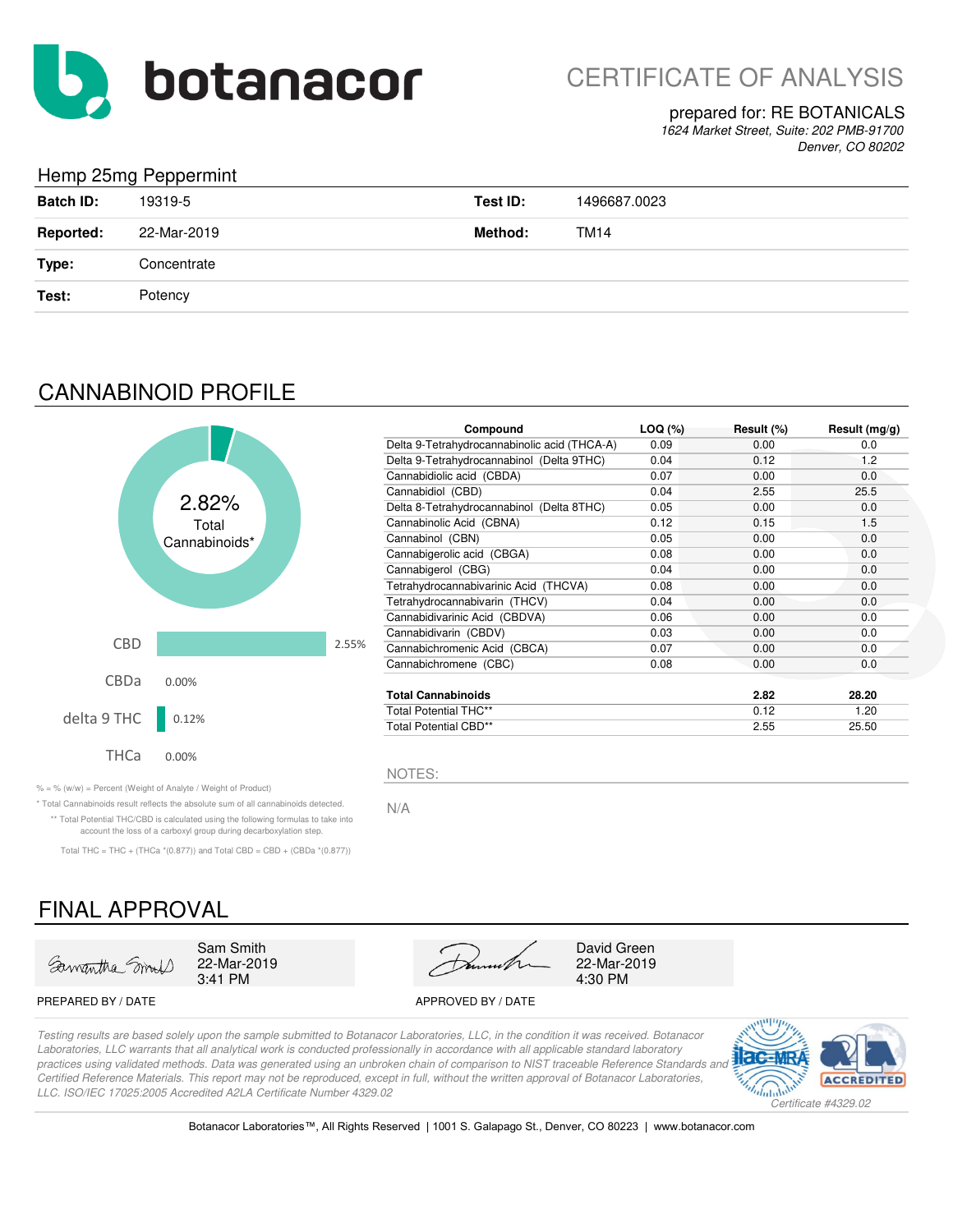botanacor

# CERTIFICATE OF ANALYSIS

prepared for: RE BOTANICALS
*1624 Market Street, Suite: 202 PMB-91700*
*Denver, CO 80202*

## Hemp 25mg Peppermint

| | | | |
|---|---|---|---|
| **Batch ID:** | 19319-5 | **Test ID:** | 1496687.0023 |
| **Reported:** | 22-Mar-2019 | **Method:** | TM14 |
| **Type:** | Concentrate | | |
| **Test:** | Potency | | |

## CANNABINOID PROFILE

2.82% Total Cannabinoids*

| | |
|---|---|
| CBD | 2.55% |
| CBDa | 0.00% |
| delta 9 THC | 0.12% |
| THCa | 0.00% |

| Compound | LOQ (%) | Result (%) | Result (mg/g) |
|---|---|---|---|
| Delta 9-Tetrahydrocannabinolic acid (THCA-A) | 0.09 | 0.00 | 0.0 |
| Delta 9-Tetrahydrocannabinol (Delta 9THC) | 0.04 | 0.12 | 1.2 |
| Cannabidiolic acid (CBDA) | 0.07 | 0.00 | 0.0 |
| Cannabidiol (CBD) | 0.04 | 2.55 | 25.5 |
| Delta 8-Tetrahydrocannabinol (Delta 8THC) | 0.05 | 0.00 | 0.0 |
| Cannabinolic Acid (CBNA) | 0.12 | 0.15 | 1.5 |
| Cannabinol (CBN) | 0.05 | 0.00 | 0.0 |
| Cannabigerolic acid (CBGA) | 0.08 | 0.00 | 0.0 |
| Cannabigerol (CBG) | 0.04 | 0.00 | 0.0 |
| Tetrahydrocannabivarinic Acid (THCVA) | 0.08 | 0.00 | 0.0 |
| Tetrahydrocannabivarin (THCV) | 0.04 | 0.00 | 0.0 |
| Cannabidivarinic Acid (CBDVA) | 0.06 | 0.00 | 0.0 |
| Cannabidivarin (CBDV) | 0.03 | 0.00 | 0.0 |
| Cannabichromenic Acid (CBCA) | 0.07 | 0.00 | 0.0 |
| Cannabichromene (CBC) | 0.08 | 0.00 | 0.0 |
| **Total Cannabinoids** | | **2.82** | **28.20** |
| Total Potential THC** | | 0.12 | 1.20 |
| Total Potential CBD** | | 2.55 | 25.50 |

% = % (w/w) = Percent (Weight of Analyte / Weight of Product)

* Total Cannabinoids result reflects the absolute sum of all cannabinoids detected.

** Total Potential THC/CBD is calculated using the following formulas to take into account the loss of a carboxyl group during decarboxylation step.

Total THC = THC + (THCa *(0.877)) and Total CBD = CBD + (CBDa *(0.877))

NOTES:

N/A

## FINAL APPROVAL

| PREPARED BY / DATE | APPROVED BY / DATE |
|---|---|
| Sam Smith 22-Mar-2019 3:41 PM | David Green 22-Mar-2019 4:30 PM |

*Testing results are based solely upon the sample submitted to Botanacor Laboratories, LLC, in the condition it was received. Botanacor Laboratories, LLC warrants that all analytical work is conducted professionally in accordance with all applicable standard laboratory practices using validated methods. Data was generated using an unbroken chain of comparison to NIST traceable Reference Standards and Certified Reference Materials. This report may not be reproduced, except in full, without the written approval of Botanacor Laboratories, LLC. ISO/IEC 17025:2005 Accredited A2LA Certificate Number 4329.02*

ilac-MRA A2LA ACCREDITED *Certificate #4329.02*

Botanacor Laboratories™, All Rights Reserved | 1001 S. Galapago St., Denver, CO 80223 | www.botanacor.com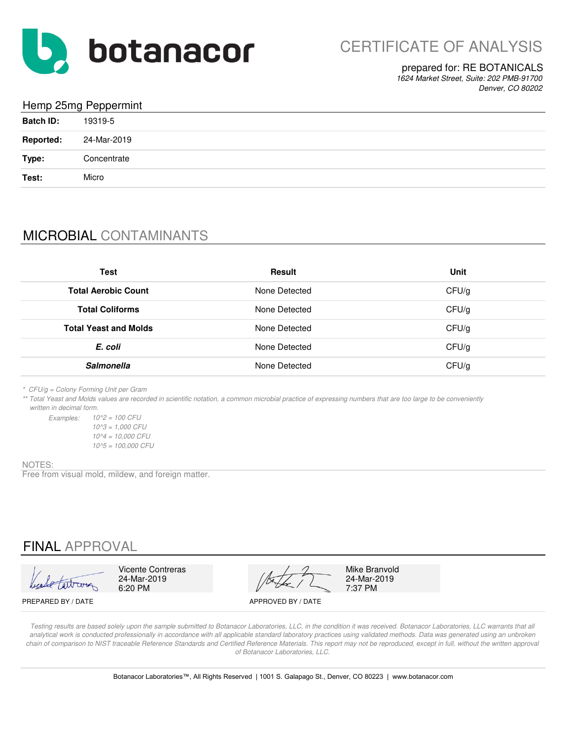# botanacor

## CERTIFICATE OF ANALYSIS

prepared for: RE BOTANICALS
*1624 Market Street, Suite: 202 PMB-91700*
*Denver, CO 80202*

### Hemp 25mg Peppermint

| | |
|---|---|
| **Batch ID:** | 19319-5 |
| **Reported:** | 24-Mar-2019 |
| **Type:** | Concentrate |
| **Test:** | Micro |

## MICROBIAL CONTAMINANTS

| Test | Result | Unit |
|---|---|---|
| **Total Aerobic Count** | None Detected | CFU/g |
| **Total Coliforms** | None Detected | CFU/g |
| **Total Yeast and Molds** | None Detected | CFU/g |
| ***E. coli*** | None Detected | CFU/g |
| ***Salmonella*** | None Detected | CFU/g |

*\* CFU/g = Colony Forming Unit per Gram*

*\*\* Total Yeast and Molds values are recorded in scientific notation, a common microbial practice of expressing numbers that are too large to be conveniently written in decimal form.*

*Examples: 10^2 = 100 CFU*
*10^3 = 1,000 CFU*
*10^4 = 10,000 CFU*
*10^5 = 100,000 CFU*

NOTES:
Free from visual mold, mildew, and foreign matter.

## FINAL APPROVAL

Vicente Contreras
24-Mar-2019
6:20 PM

PREPARED BY / DATE

Mike Branvold
24-Mar-2019
7:37 PM

APPROVED BY / DATE

*Testing results are based solely upon the sample submitted to Botanacor Laboratories, LLC, in the condition it was received. Botanacor Laboratories, LLC warrants that all analytical work is conducted professionally in accordance with all applicable standard laboratory practices using validated methods. Data was generated using an unbroken chain of comparison to NIST traceable Reference Standards and Certified Reference Materials. This report may not be reproduced, except in full, without the written approval of Botanacor Laboratories, LLC.*

Botanacor Laboratories™, All Rights Reserved | 1001 S. Galapago St., Denver, CO 80223 | www.botanacor.com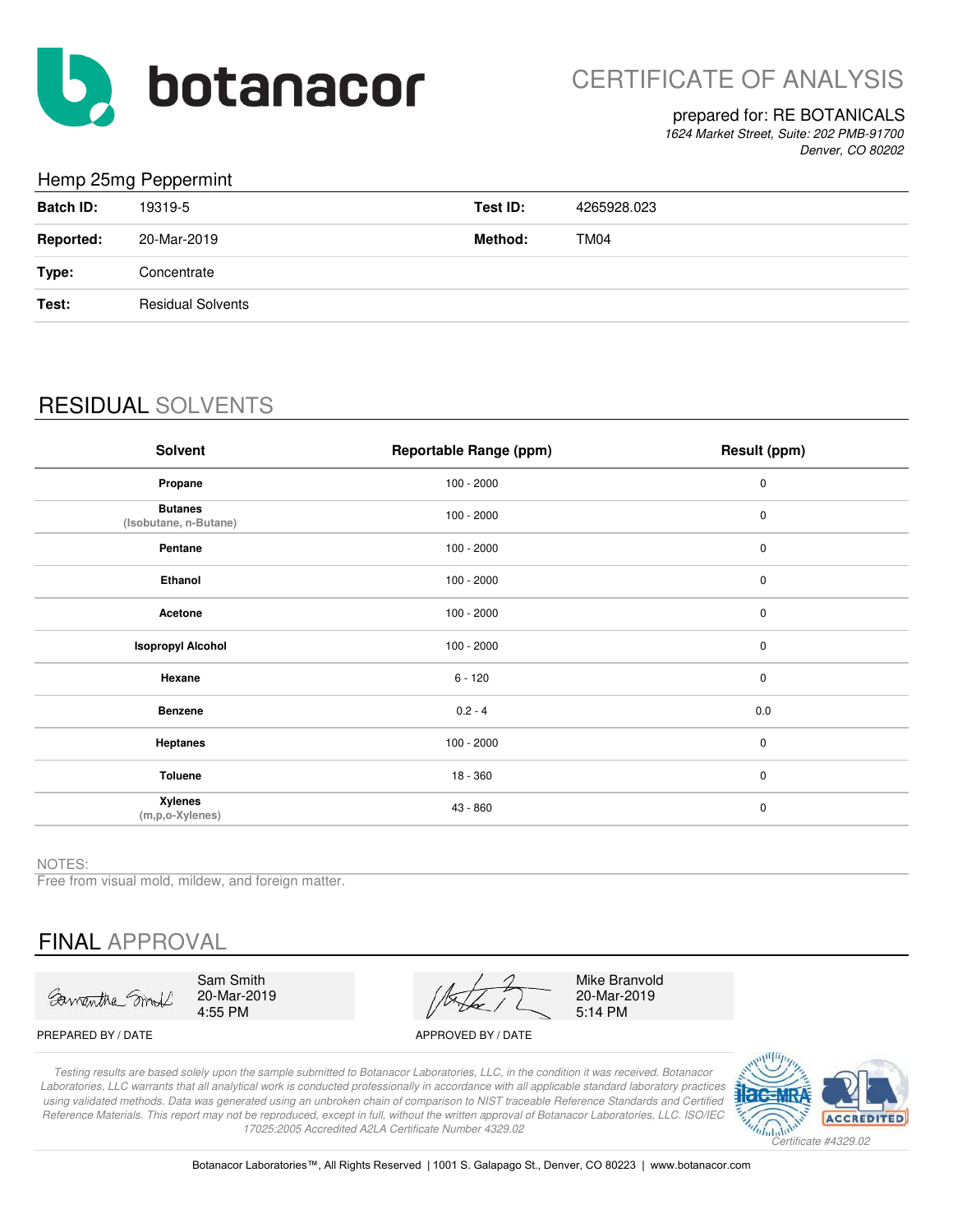# botanacor

## CERTIFICATE OF ANALYSIS

prepared for: RE BOTANICALS
*1624 Market Street, Suite: 202 PMB-91700*
*Denver, CO 80202*

### Hemp 25mg Peppermint

| | | | |
|---|---|---|---|
| **Batch ID:** | 19319-5 | **Test ID:** | 4265928.023 |
| **Reported:** | 20-Mar-2019 | **Method:** | TM04 |
| **Type:** | Concentrate | | |
| **Test:** | Residual Solvents | | |

## RESIDUAL SOLVENTS

| Solvent | Reportable Range (ppm) | Result (ppm) |
|---|---|---|
| **Propane** | 100 - 2000 | 0 |
| **Butanes** (Isobutane, n-Butane) | 100 - 2000 | 0 |
| **Pentane** | 100 - 2000 | 0 |
| **Ethanol** | 100 - 2000 | 0 |
| **Acetone** | 100 - 2000 | 0 |
| **Isopropyl Alcohol** | 100 - 2000 | 0 |
| **Hexane** | 6 - 120 | 0 |
| **Benzene** | 0.2 - 4 | 0.0 |
| **Heptanes** | 100 - 2000 | 0 |
| **Toluene** | 18 - 360 | 0 |
| **Xylenes** (m,p,o-Xylenes) | 43 - 860 | 0 |

NOTES:
Free from visual mold, mildew, and foreign matter.

## FINAL APPROVAL

Sam Smith
20-Mar-2019
4:55 PM

PREPARED BY / DATE

Mike Branvold
20-Mar-2019
5:14 PM

APPROVED BY / DATE

*Testing results are based solely upon the sample submitted to Botanacor Laboratories, LLC, in the condition it was received. Botanacor Laboratories, LLC warrants that all analytical work is conducted professionally in accordance with all applicable standard laboratory practices using validated methods. Data was generated using an unbroken chain of comparison to NIST traceable Reference Standards and Certified Reference Materials. This report may not be reproduced, except in full, without the written approval of Botanacor Laboratories, LLC. ISO/IEC 17025:2005 Accredited A2LA Certificate Number 4329.02*

ilac-MRA | A2LA ACCREDITED | *Certificate #4329.02*

Botanacor Laboratories™, All Rights Reserved | 1001 S. Galapago St., Denver, CO 80223 | www.botanacor.com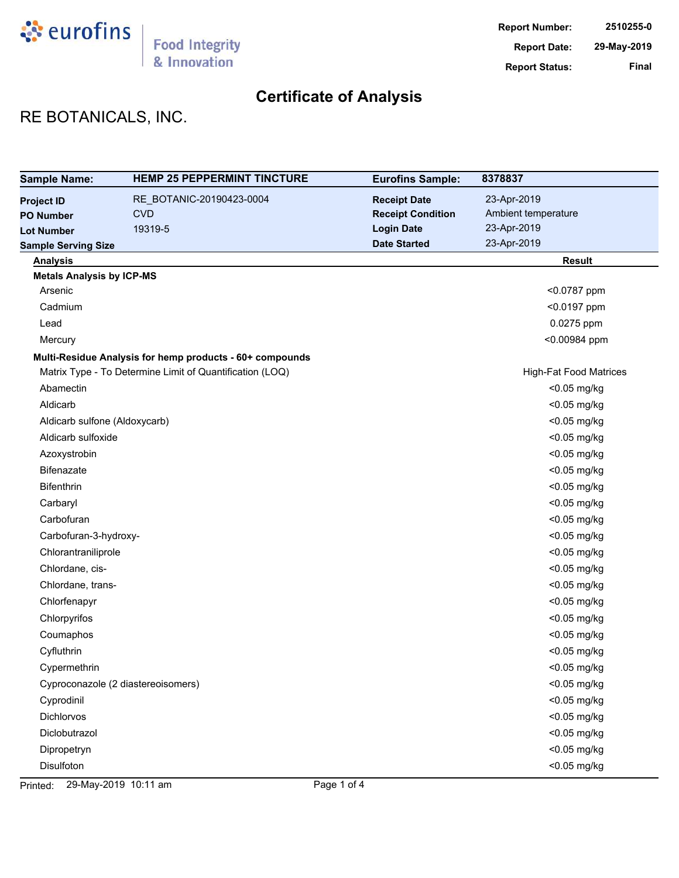# Certificate of Analysis

**Report Number:** 2510255-0
**Report Date:** 29-May-2019
**Report Status:** Final

## RE BOTANICALS, INC.

| **Sample Name:** | **HEMP 25 PEPPERMINT TINCTURE** | **Eurofins Sample:** | **8378837** |
|---|---|---|---|
| **Project ID** | RE_BOTANIC-20190423-0004 | **Receipt Date** | 23-Apr-2019 |
| **PO Number** | CVD | **Receipt Condition** | Ambient temperature |
| **Lot Number** | 19319-5 | **Login Date** | 23-Apr-2019 |
| **Sample Serving Size** | | **Date Started** | 23-Apr-2019 |

| Analysis | Result |
|---|---|
| **Metals Analysis by ICP-MS** | |
| Arsenic | <0.0787 ppm |
| Cadmium | <0.0197 ppm |
| Lead | 0.0275 ppm |
| Mercury | <0.00984 ppm |
| **Multi-Residue Analysis for hemp products - 60+ compounds** | |
| Matrix Type - To Determine Limit of Quantification (LOQ) | High-Fat Food Matrices |
| Abamectin | <0.05 mg/kg |
| Aldicarb | <0.05 mg/kg |
| Aldicarb sulfone (Aldoxycarb) | <0.05 mg/kg |
| Aldicarb sulfoxide | <0.05 mg/kg |
| Azoxystrobin | <0.05 mg/kg |
| Bifenazate | <0.05 mg/kg |
| Bifenthrin | <0.05 mg/kg |
| Carbaryl | <0.05 mg/kg |
| Carbofuran | <0.05 mg/kg |
| Carbofuran-3-hydroxy- | <0.05 mg/kg |
| Chlorantraniliprole | <0.05 mg/kg |
| Chlordane, cis- | <0.05 mg/kg |
| Chlordane, trans- | <0.05 mg/kg |
| Chlorfenapyr | <0.05 mg/kg |
| Chlorpyrifos | <0.05 mg/kg |
| Coumaphos | <0.05 mg/kg |
| Cyfluthrin | <0.05 mg/kg |
| Cypermethrin | <0.05 mg/kg |
| Cyproconazole (2 diastereoisomers) | <0.05 mg/kg |
| Cyprodinil | <0.05 mg/kg |
| Dichlorvos | <0.05 mg/kg |
| Diclobutrazol | <0.05 mg/kg |
| Dipropetryn | <0.05 mg/kg |
| Disulfoton | <0.05 mg/kg |

Printed: 29-May-2019 10:11 am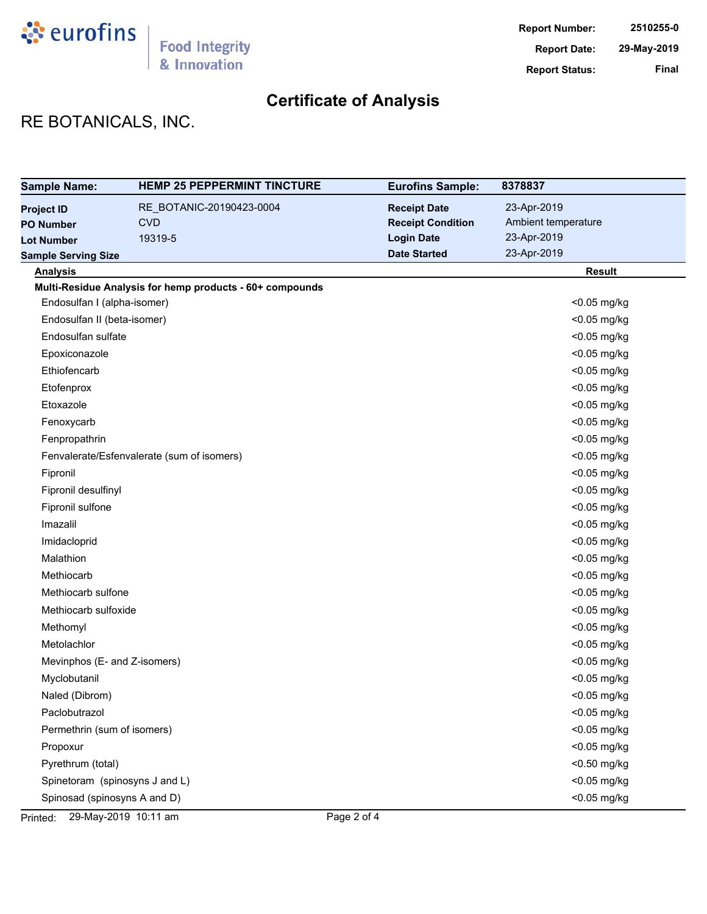**Report Number:** 2510255-0
**Report Date:** 29-May-2019
**Report Status:** Final

# Certificate of Analysis

## RE BOTANICALS, INC.

| **Sample Name:** | **HEMP 25 PEPPERMINT TINCTURE** | **Eurofins Sample:** | **8378837** |
|---|---|---|---|
| **Project ID** | RE_BOTANIC-20190423-0004 | **Receipt Date** | 23-Apr-2019 |
| **PO Number** | CVD | **Receipt Condition** | Ambient temperature |
| **Lot Number** | 19319-5 | **Login Date** | 23-Apr-2019 |
| **Sample Serving Size** | | **Date Started** | 23-Apr-2019 |

| Analysis | Result |
|---|---|
| **Multi-Residue Analysis for hemp products - 60+ compounds** | |
| Endosulfan I (alpha-isomer) | <0.05 mg/kg |
| Endosulfan II (beta-isomer) | <0.05 mg/kg |
| Endosulfan sulfate | <0.05 mg/kg |
| Epoxiconazole | <0.05 mg/kg |
| Ethiofencarb | <0.05 mg/kg |
| Etofenprox | <0.05 mg/kg |
| Etoxazole | <0.05 mg/kg |
| Fenoxycarb | <0.05 mg/kg |
| Fenpropathrin | <0.05 mg/kg |
| Fenvalerate/Esfenvalerate (sum of isomers) | <0.05 mg/kg |
| Fipronil | <0.05 mg/kg |
| Fipronil desulfinyl | <0.05 mg/kg |
| Fipronil sulfone | <0.05 mg/kg |
| Imazalil | <0.05 mg/kg |
| Imidacloprid | <0.05 mg/kg |
| Malathion | <0.05 mg/kg |
| Methiocarb | <0.05 mg/kg |
| Methiocarb sulfone | <0.05 mg/kg |
| Methiocarb sulfoxide | <0.05 mg/kg |
| Methomyl | <0.05 mg/kg |
| Metolachlor | <0.05 mg/kg |
| Mevinphos (E- and Z-isomers) | <0.05 mg/kg |
| Myclobutanil | <0.05 mg/kg |
| Naled (Dibrom) | <0.05 mg/kg |
| Paclobutrazol | <0.05 mg/kg |
| Permethrin (sum of isomers) | <0.05 mg/kg |
| Propoxur | <0.05 mg/kg |
| Pyrethrum (total) | <0.50 mg/kg |
| Spinetoram (spinosyns J and L) | <0.05 mg/kg |
| Spinosad (spinosyns A and D) | <0.05 mg/kg |

Printed: 29-May-2019 10:11 am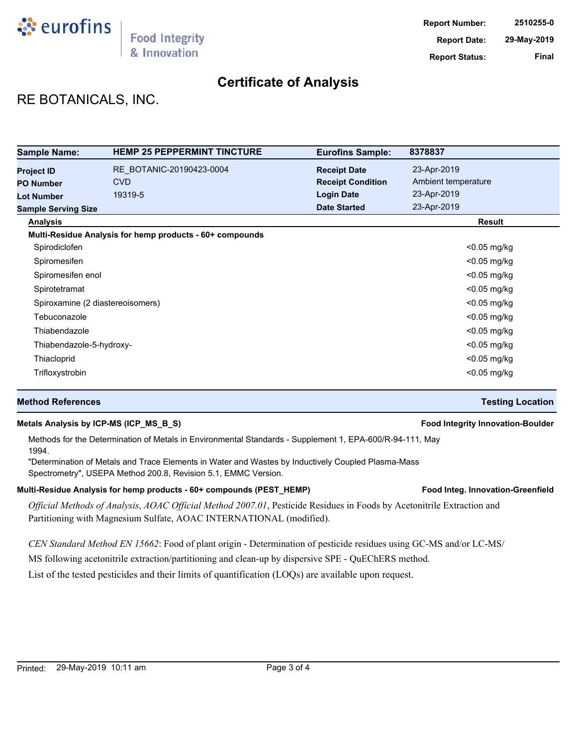**Report Number:** 2510255-0
**Report Date:** 29-May-2019
**Report Status:** Final

# Certificate of Analysis

## RE BOTANICALS, INC.

| Sample Name: | HEMP 25 PEPPERMINT TINCTURE | Eurofins Sample: | 8378837 |
|---|---|---|---|
| Project ID | RE_BOTANIC-20190423-0004 | Receipt Date | 23-Apr-2019 |
| PO Number | CVD | Receipt Condition | Ambient temperature |
| Lot Number | 19319-5 | Login Date | 23-Apr-2019 |
| Sample Serving Size | | Date Started | 23-Apr-2019 |

| Analysis | Result |
|---|---|
| **Multi-Residue Analysis for hemp products - 60+ compounds** | |
| Spirodiclofen | <0.05 mg/kg |
| Spiromesifen | <0.05 mg/kg |
| Spiromesifen enol | <0.05 mg/kg |
| Spirotetramat | <0.05 mg/kg |
| Spiroxamine (2 diastereoisomers) | <0.05 mg/kg |
| Tebuconazole | <0.05 mg/kg |
| Thiabendazole | <0.05 mg/kg |
| Thiabendazole-5-hydroxy- | <0.05 mg/kg |
| Thiacloprid | <0.05 mg/kg |
| Trifloxystrobin | <0.05 mg/kg |

| Method References | Testing Location |
|---|---|

**Metals Analysis by ICP-MS (ICP_MS_B_S)** — **Food Integrity Innovation-Boulder**

Methods for the Determination of Metals in Environmental Standards - Supplement 1, EPA-600/R-94-111, May 1994.
"Determination of Metals and Trace Elements in Water and Wastes by Inductively Coupled Plasma-Mass Spectrometry", USEPA Method 200.8, Revision 5.1, EMMC Version.

**Multi-Residue Analysis for hemp products - 60+ compounds (PEST_HEMP)** — **Food Integ. Innovation-Greenfield**

*Official Methods of Analysis*, *AOAC Official Method 2007.01*, Pesticide Residues in Foods by Acetonitrile Extraction and Partitioning with Magnesium Sulfate, AOAC INTERNATIONAL (modified).

*CEN Standard Method EN 15662*: Food of plant origin - Determination of pesticide residues using GC-MS and/or LC-MS/MS following acetonitrile extraction/partitioning and clean-up by dispersive SPE - QuEChERS method.
List of the tested pesticides and their limits of quantification (LOQs) are available upon request.

Printed: 29-May-2019 10:11 am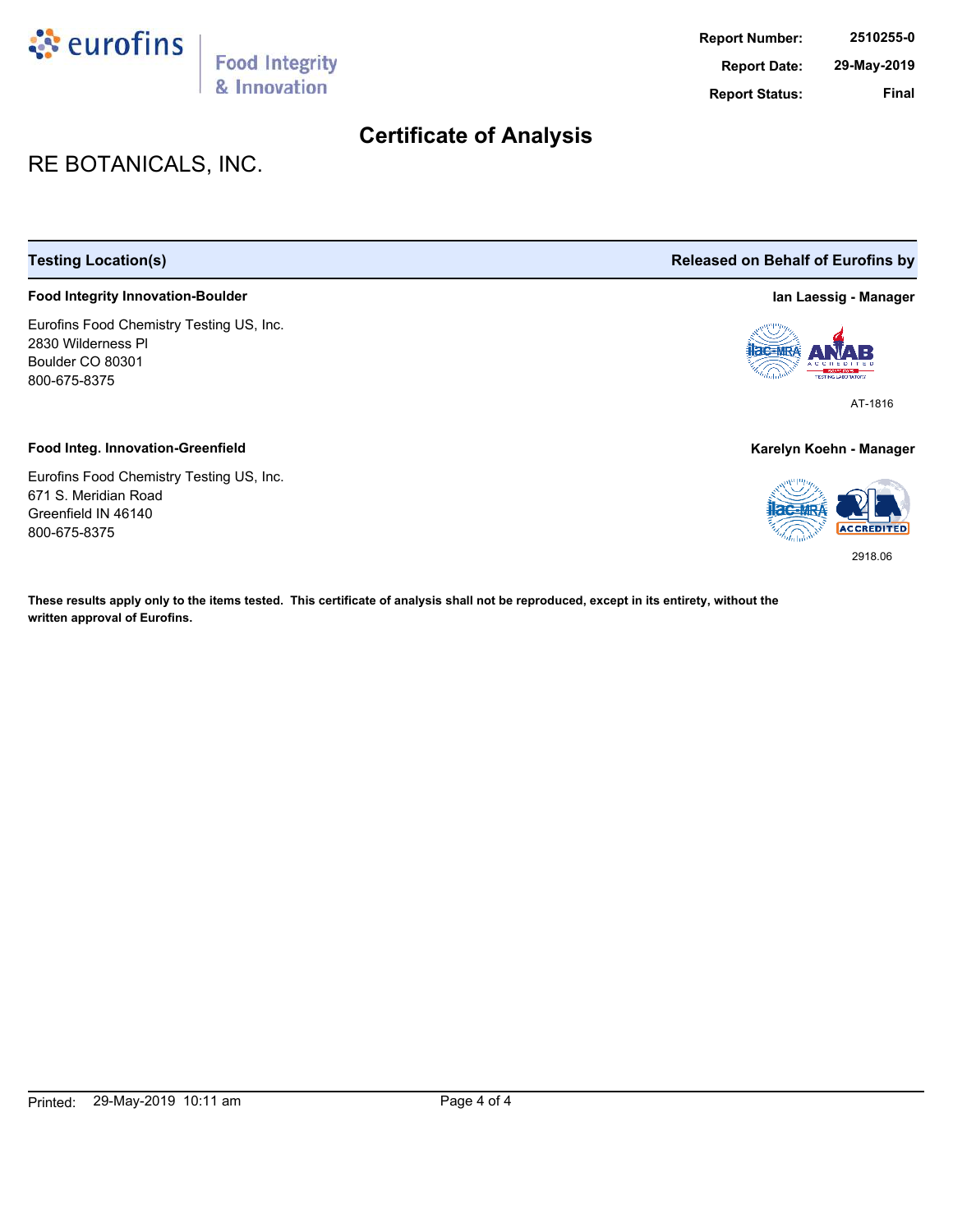| | |
|---|---|
| **Report Number:** | 2510255-0 |
| **Report Date:** | 29-May-2019 |
| **Report Status:** | Final |

# Certificate of Analysis

RE BOTANICALS, INC.

| Testing Location(s) | Released on Behalf of Eurofins by |
|---|---|
| **Food Integrity Innovation-Boulder** | **Ian Laessig - Manager** |
| Eurofins Food Chemistry Testing US, Inc.<br>2830 Wilderness Pl<br>Boulder CO 80301<br>800-675-8375 | AT-1816 |
| **Food Integ. Innovation-Greenfield** | **Karelyn Koehn - Manager** |
| Eurofins Food Chemistry Testing US, Inc.<br>671 S. Meridian Road<br>Greenfield IN 46140<br>800-675-8375 | 2918.06 |

**These results apply only to the items tested. This certificate of analysis shall not be reproduced, except in its entirety, without the written approval of Eurofins.**

Printed: 29-May-2019 10:11 am